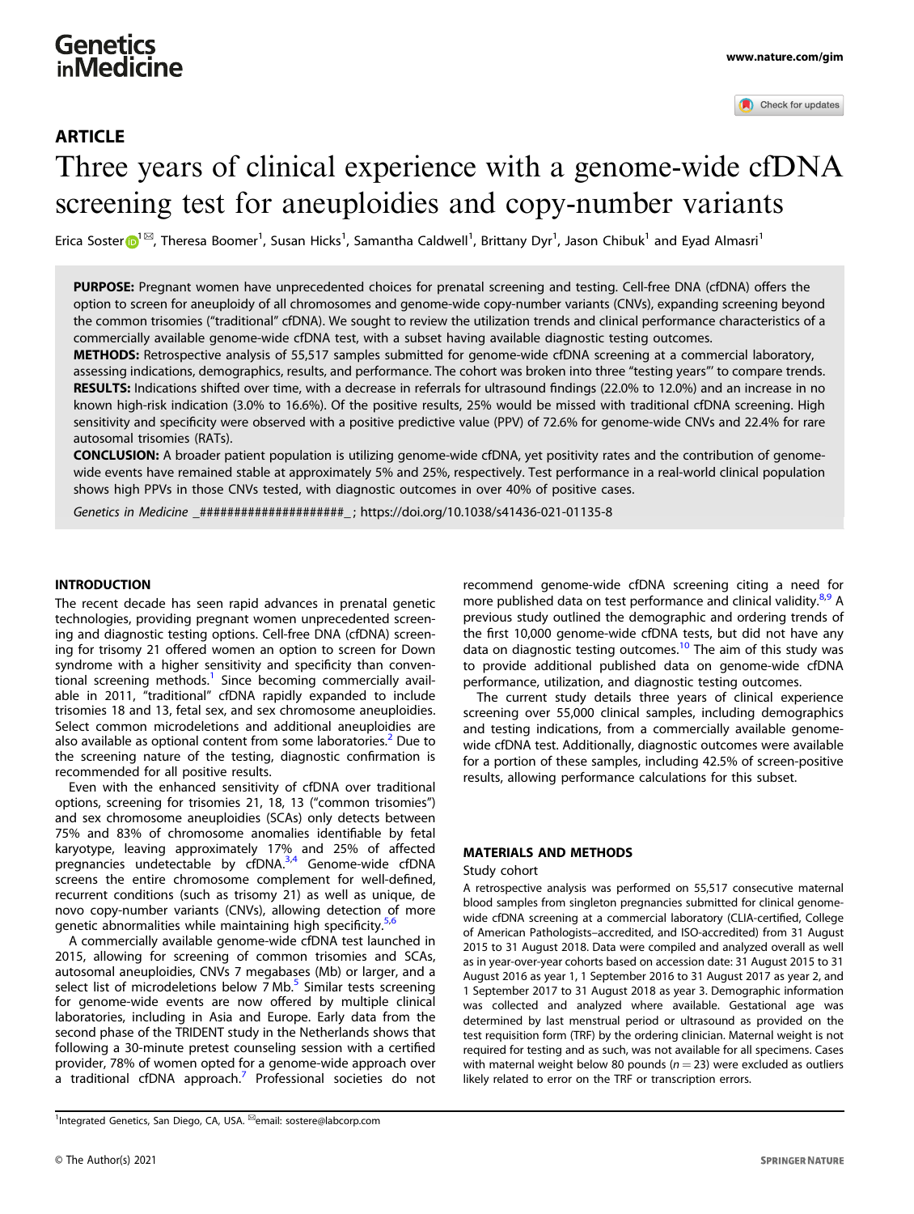ARTICLE

# Three years of clinical experience with a genome-wide cfDNA screening test for aneuploidies and copy-number variants

Erica Soster[1]✉, Theresa Boomer[1], Susan Hicks[1], Samantha Caldwell[1], Brittany Dyr[1], Jason Chibuk[1] and Eyad Almasri[1]

**PURPOSE:** Pregnant women have unprecedented choices for prenatal screening and testing. Cell-free DNA (cfDNA) offers the option to screen for aneuploidy of all chromosomes and genome-wide copy-number variants (CNVs), expanding screening beyond the common trisomies ("traditional" cfDNA). We sought to review the utilization trends and clinical performance characteristics of a commercially available genome-wide cfDNA test, with a subset having available diagnostic testing outcomes.

**METHODS:** Retrospective analysis of 55,517 samples submitted for genome-wide cfDNA screening at a commercial laboratory, assessing indications, demographics, results, and performance. The cohort was broken into three "testing years"' to compare trends.

**RESULTS:** Indications shifted over time, with a decrease in referrals for ultrasound findings (22.0% to 12.0%) and an increase in no known high-risk indication (3.0% to 16.6%). Of the positive results, 25% would be missed with traditional cfDNA screening. High sensitivity and specificity were observed with a positive predictive value (PPV) of 72.6% for genome-wide CNVs and 22.4% for rare autosomal trisomies (RATs).

**CONCLUSION:** A broader patient population is utilizing genome-wide cfDNA, yet positivity rates and the contribution of genome-wide events have remained stable at approximately 5% and 25%, respectively. Test performance in a real-world clinical population shows high PPVs in those CNVs tested, with diagnostic outcomes in over 40% of positive cases.

*Genetics in Medicine* _####################_ ; https://doi.org/10.1038/s41436-021-01135-8

## INTRODUCTION

The recent decade has seen rapid advances in prenatal genetic technologies, providing pregnant women unprecedented screening and diagnostic testing options. Cell-free DNA (cfDNA) screening for trisomy 21 offered women an option to screen for Down syndrome with a higher sensitivity and specificity than conventional screening methods.[1] Since becoming commercially available in 2011, "traditional" cfDNA rapidly expanded to include trisomies 18 and 13, fetal sex, and sex chromosome aneuploidies. Select common microdeletions and additional aneuploidies are also available as optional content from some laboratories.[2] Due to the screening nature of the testing, diagnostic confirmation is recommended for all positive results.

Even with the enhanced sensitivity of cfDNA over traditional options, screening for trisomies 21, 18, 13 ("common trisomies") and sex chromosome aneuploidies (SCAs) only detects between 75% and 83% of chromosome anomalies identifiable by fetal karyotype, leaving approximately 17% and 25% of affected pregnancies undetectable by cfDNA.[3,4] Genome-wide cfDNA screens the entire chromosome complement for well-defined, recurrent conditions (such as trisomy 21) as well as unique, de novo copy-number variants (CNVs), allowing detection of more genetic abnormalities while maintaining high specificity.[5,6]

A commercially available genome-wide cfDNA test launched in 2015, allowing for screening of common trisomies and SCAs, autosomal aneuploidies, CNVs 7 megabases (Mb) or larger, and a select list of microdeletions below 7 Mb.[5] Similar tests screening for genome-wide events are now offered by multiple clinical laboratories, including in Asia and Europe. Early data from the second phase of the TRIDENT study in the Netherlands shows that following a 30-minute pretest counseling session with a certified provider, 78% of women opted for a genome-wide approach over a traditional cfDNA approach.[7] Professional societies do not recommend genome-wide cfDNA screening citing a need for more published data on test performance and clinical validity.[8,9] A previous study outlined the demographic and ordering trends of the first 10,000 genome-wide cfDNA tests, but did not have any data on diagnostic testing outcomes.[10] The aim of this study was to provide additional published data on genome-wide cfDNA performance, utilization, and diagnostic testing outcomes.

The current study details three years of clinical experience screening over 55,000 clinical samples, including demographics and testing indications, from a commercially available genome-wide cfDNA test. Additionally, diagnostic outcomes were available for a portion of these samples, including 42.5% of screen-positive results, allowing performance calculations for this subset.

## MATERIALS AND METHODS

### Study cohort

A retrospective analysis was performed on 55,517 consecutive maternal blood samples from singleton pregnancies submitted for clinical genome-wide cfDNA screening at a commercial laboratory (CLIA-certified, College of American Pathologists–accredited, and ISO-accredited) from 31 August 2015 to 31 August 2018. Data were compiled and analyzed overall as well as in year-over-year cohorts based on accession date: 31 August 2015 to 31 August 2016 as year 1, 1 September 2016 to 31 August 2017 as year 2, and 1 September 2017 to 31 August 2018 as year 3. Demographic information was collected and analyzed where available. Gestational age was determined by last menstrual period or ultrasound as provided on the test requisition form (TRF) by the ordering clinician. Maternal weight is not required for testing and as such, was not available for all specimens. Cases with maternal weight below 80 pounds ($n = 23$) were excluded as outliers likely related to error on the TRF or transcription errors.

[1]Integrated Genetics, San Diego, CA, USA. ✉email: sostere@labcorp.com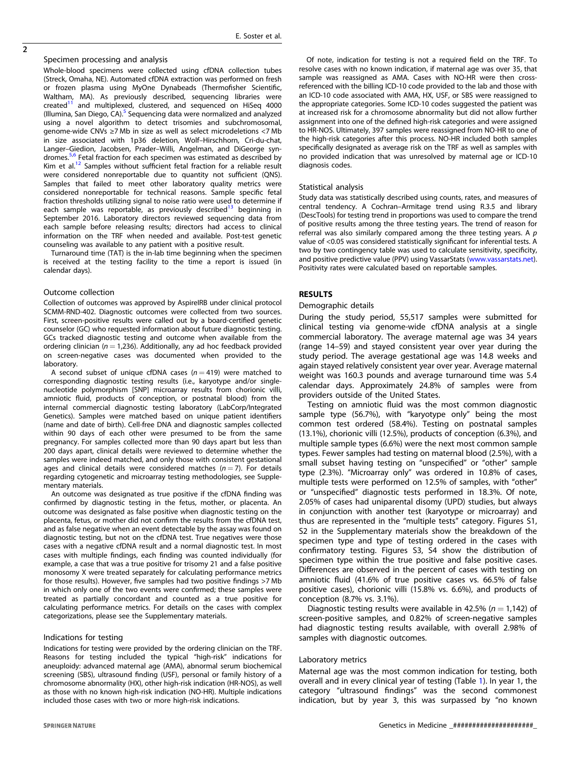### Specimen processing and analysis

Whole-blood specimens were collected using cfDNA collection tubes (Streck, Omaha, NE). Automated cfDNA extraction was performed on fresh or frozen plasma using MyOne Dynabeads (Thermofisher Scientific, Waltham, MA). As previously described, sequencing libraries were created[11] and multiplexed, clustered, and sequenced on HiSeq 4000 (Illumina, San Diego, CA).[5] Sequencing data were normalized and analyzed using a novel algorithm to detect trisomies and subchromosomal, genome-wide CNVs ≥7 Mb in size as well as select microdeletions <7 Mb in size associated with 1p36 deletion, Wolf–Hirschhorn, Cri-du-chat, Langer–Giedion, Jacobsen, Prader–Willi, Angelman, and DiGeorge syndromes.[5,6] Fetal fraction for each specimen was estimated as described by Kim et al.[12] Samples without sufficient fetal fraction for a reliable result were considered nonreportable due to quantity not sufficient (QNS). Samples that failed to meet other laboratory quality metrics were considered nonreportable for technical reasons. Sample specific fetal fraction thresholds utilizing signal to noise ratio were used to determine if each sample was reportable, as previously described[13] beginning in September 2016. Laboratory directors reviewed sequencing data from each sample before releasing results; directors had access to clinical information on the TRF when needed and available. Post-test genetic counseling was available to any patient with a positive result.

Turnaround time (TAT) is the in-lab time beginning when the specimen is received at the testing facility to the time a report is issued (in calendar days).

### Outcome collection

Collection of outcomes was approved by AspireIRB under clinical protocol SCMM-RND-402. Diagnostic outcomes were collected from two sources. First, screen-positive results were called out by a board-certified genetic counselor (GC) who requested information about future diagnostic testing. GCs tracked diagnostic testing and outcome when available from the ordering clinician ($n = 1,236$). Additionally, any ad hoc feedback provided on screen-negative cases was documented when provided to the laboratory.

A second subset of unique cfDNA cases ($n = 419$) were matched to corresponding diagnostic testing results (i.e., karyotype and/or single-nucleotide polymorphism [SNP] microarray results from chorionic villi, amniotic fluid, products of conception, or postnatal blood) from the internal commercial diagnostic testing laboratory (LabCorp/Integrated Genetics). Samples were matched based on unique patient identifiers (name and date of birth). Cell-free DNA and diagnostic samples collected within 90 days of each other were presumed to be from the same pregnancy. For samples collected more than 90 days apart but less than 200 days apart, clinical details were reviewed to determine whether the samples were indeed matched, and only those with consistent gestational ages and clinical details were considered matches ($n = 7$). For details regarding cytogenetic and microarray testing methodologies, see Supplementary materials.

An outcome was designated as true positive if the cfDNA finding was confirmed by diagnostic testing in the fetus, mother, or placenta. An outcome was designated as false positive when diagnostic testing on the placenta, fetus, or mother did not confirm the results from the cfDNA test, and as false negative when an event detectable by the assay was found on diagnostic testing, but not on the cfDNA test. True negatives were those cases with a negative cfDNA result and a normal diagnostic test. In most cases with multiple findings, each finding was counted individually (for example, a case that was a true positive for trisomy 21 and a false positive monosomy X were treated separately for calculating performance metrics for those results). However, five samples had two positive findings >7 Mb in which only one of the two events were confirmed; these samples were treated as partially concordant and counted as a true positive for calculating performance metrics. For details on the cases with complex categorizations, please see the Supplementary materials.

### Indications for testing

Indications for testing were provided by the ordering clinician on the TRF. Reasons for testing included the typical "high-risk" indications for aneuploidy: advanced maternal age (AMA), abnormal serum biochemical screening (SBS), ultrasound finding (USF), personal or family history of a chromosome abnormality (HX), other high-risk indication (HR-NOS), as well as those with no known high-risk indication (NO-HR). Multiple indications included those cases with two or more high-risk indications.

Of note, indication for testing is not a required field on the TRF. To resolve cases with no known indication, if maternal age was over 35, that sample was reassigned as AMA. Cases with NO-HR were then cross-referenced with the billing ICD-10 code provided to the lab and those with an ICD-10 code associated with AMA, HX, USF, or SBS were reassigned to the appropriate categories. Some ICD-10 codes suggested the patient was at increased risk for a chromosome abnormality but did not allow further assignment into one of the defined high-risk categories and were assigned to HR-NOS. Ultimately, 397 samples were reassigned from NO-HR to one of the high-risk categories after this process. NO-HR included both samples specifically designated as average risk on the TRF as well as samples with no provided indication that was unresolved by maternal age or ICD-10 diagnosis codes.

### Statistical analysis

Study data was statistically described using counts, rates, and measures of central tendency. A Cochran–Armitage trend using R.3.5 and library (DescTools) for testing trend in proportions was used to compare the trend of positive results among the three testing years. The trend of reason for referral was also similarly compared among the three testing years. A $p$ value of <0.05 was considered statistically significant for inferential tests. A two by two contingency table was used to calculate sensitivity, specificity, and positive predictive value (PPV) using VassarStats (www.vassarstats.net). Positivity rates were calculated based on reportable samples.

## RESULTS

### Demographic details

During the study period, 55,517 samples were submitted for clinical testing via genome-wide cfDNA analysis at a single commercial laboratory. The average maternal age was 34 years (range 14–59) and stayed consistent year over year during the study period. The average gestational age was 14.8 weeks and again stayed relatively consistent year over year. Average maternal weight was 160.3 pounds and average turnaround time was 5.4 calendar days. Approximately 24.8% of samples were from providers outside of the United States.

Testing on amniotic fluid was the most common diagnostic sample type (56.7%), with "karyotype only" being the most common test ordered (58.4%). Testing on postnatal samples (13.1%), chorionic villi (12.5%), products of conception (6.3%), and multiple sample types (6.6%) were the next most common sample types. Fewer samples had testing on maternal blood (2.5%), with a small subset having testing on "unspecified" or "other" sample type (2.3%). "Microarray only" was ordered in 10.8% of cases, multiple tests were performed on 12.5% of samples, with "other" or "unspecified" diagnostic tests performed in 18.3%. Of note, 2.05% of cases had uniparental disomy (UPD) studies, but always in conjunction with another test (karyotype or microarray) and thus are represented in the "multiple tests" category. Figures S1, S2 in the Supplementary materials show the breakdown of the specimen type and type of testing ordered in the cases with confirmatory testing. Figures S3, S4 show the distribution of specimen type within the true positive and false positive cases. Differences are observed in the percent of cases with testing on amniotic fluid (41.6% of true positive cases vs. 66.5% of false positive cases), chorionic villi (15.8% vs. 6.6%), and products of conception (8.7% vs. 3.1%).

Diagnostic testing results were available in 42.5% ($n = 1,142$) of screen-positive samples, and 0.82% of screen-negative samples had diagnostic testing results available, with overall 2.98% of samples with diagnostic outcomes.

### Laboratory metrics

Maternal age was the most common indication for testing, both overall and in every clinical year of testing (Table 1). In year 1, the category "ultrasound findings" was the second commonest indication, but by year 3, this was surpassed by "no known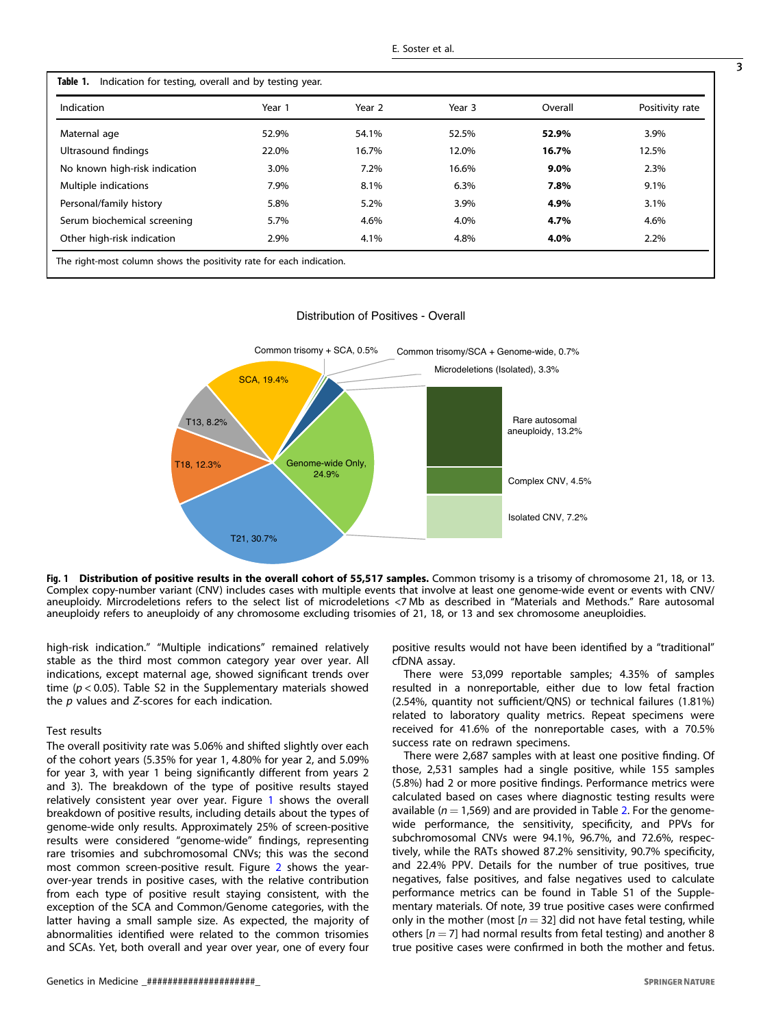**Table 1.** Indication for testing, overall and by testing year.

| Indication | Year 1 | Year 2 | Year 3 | Overall | Positivity rate |
|---|---|---|---|---|---|
| Maternal age | 52.9% | 54.1% | 52.5% | **52.9%** | 3.9% |
| Ultrasound findings | 22.0% | 16.7% | 12.0% | **16.7%** | 12.5% |
| No known high-risk indication | 3.0% | 7.2% | 16.6% | **9.0%** | 2.3% |
| Multiple indications | 7.9% | 8.1% | 6.3% | **7.8%** | 9.1% |
| Personal/family history | 5.8% | 5.2% | 3.9% | **4.9%** | 3.1% |
| Serum biochemical screening | 5.7% | 4.6% | 4.0% | **4.7%** | 4.6% |
| Other high-risk indication | 2.9% | 4.1% | 4.8% | **4.0%** | 2.2% |

The right-most column shows the positivity rate for each indication.

**Fig. 1 Distribution of positive results in the overall cohort of 55,517 samples.** Common trisomy is a trisomy of chromosome 21, 18, or 13. Complex copy-number variant (CNV) includes cases with multiple events that involve at least one genome-wide event or events with CNV/aneuploidy. Mircrodeletions refers to the select list of microdeletions <7 Mb as described in "Materials and Methods." Rare autosomal aneuploidy refers to aneuploidy of any chromosome excluding trisomies of 21, 18, or 13 and sex chromosome aneuploidies.

high-risk indication." "Multiple indications" remained relatively stable as the third most common category year over year. All indications, except maternal age, showed significant trends over time ($p < 0.05$). Table S2 in the Supplementary materials showed the $p$ values and $Z$-scores for each indication.

### Test results

The overall positivity rate was 5.06% and shifted slightly over each of the cohort years (5.35% for year 1, 4.80% for year 2, and 5.09% for year 3, with year 1 being significantly different from years 2 and 3). The breakdown of the type of positive results stayed relatively consistent year over year. Figure 1 shows the overall breakdown of positive results, including details about the types of genome-wide only results. Approximately 25% of screen-positive results were considered "genome-wide" findings, representing rare trisomies and subchromosomal CNVs; this was the second most common screen-positive result. Figure 2 shows the year-over-year trends in positive cases, with the relative contribution from each type of positive result staying consistent, with the exception of the SCA and Common/Genome categories, with the latter having a small sample size. As expected, the majority of abnormalities identified were related to the common trisomies and SCAs. Yet, both overall and year over year, one of every four positive results would not have been identified by a "traditional" cfDNA assay.

There were 53,099 reportable samples; 4.35% of samples resulted in a nonreportable, either due to low fetal fraction (2.54%, quantity not sufficient/QNS) or technical failures (1.81%) related to laboratory quality metrics. Repeat specimens were received for 41.6% of the nonreportable cases, with a 70.5% success rate on redrawn specimens.

There were 2,687 samples with at least one positive finding. Of those, 2,531 samples had a single positive, while 155 samples (5.8%) had 2 or more positive findings. Performance metrics were calculated based on cases where diagnostic testing results were available ($n = 1,569$) and are provided in Table 2. For the genome-wide performance, the sensitivity, specificity, and PPVs for subchromosomal CNVs were 94.1%, 96.7%, and 72.6%, respectively, while the RATs showed 87.2% sensitivity, 90.7% specificity, and 22.4% PPV. Details for the number of true positives, true negatives, false positives, and false negatives used to calculate performance metrics can be found in Table S1 of the Supplementary materials. Of note, 39 true positive cases were confirmed only in the mother (most [$n = 32$] did not have fetal testing, while others [$n = 7$] had normal results from fetal testing) and another 8 true positive cases were confirmed in both the mother and fetus.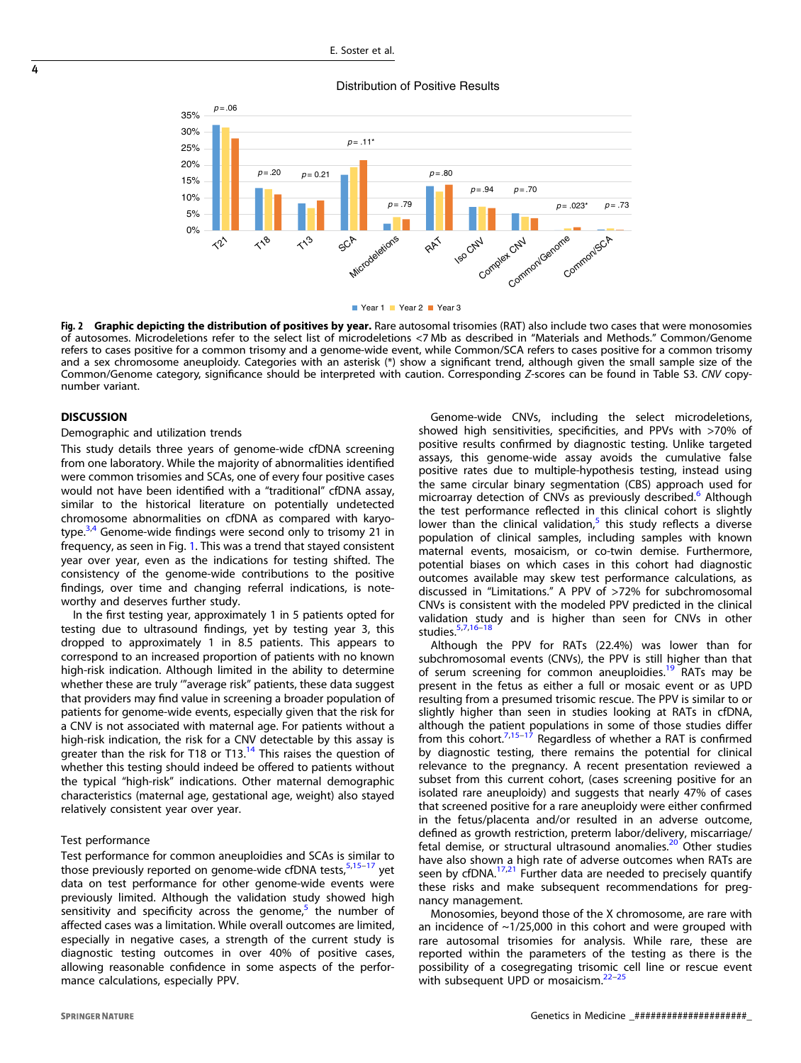**Fig. 2 Graphic depicting the distribution of positives by year.** Rare autosomal trisomies (RAT) also include two cases that were monosomies of autosomes. Microdeletions refer to the select list of microdeletions <7 Mb as described in "Materials and Methods." Common/Genome refers to cases positive for a common trisomy and a genome-wide event, while Common/SCA refers to cases positive for a common trisomy and a sex chromosome aneuploidy. Categories with an asterisk (*) show a significant trend, although given the small sample size of the Common/Genome category, significance should be interpreted with caution. Corresponding *Z*-scores can be found in Table S3. *CNV* copy-number variant.

## DISCUSSION

### Demographic and utilization trends

This study details three years of genome-wide cfDNA screening from one laboratory. While the majority of abnormalities identified were common trisomies and SCAs, one of every four positive cases would not have been identified with a "traditional" cfDNA assay, similar to the historical literature on potentially undetected chromosome abnormalities on cfDNA as compared with karyotype.[3,4] Genome-wide findings were second only to trisomy 21 in frequency, as seen in Fig. 1. This was a trend that stayed consistent year over year, even as the indications for testing shifted. The consistency of the genome-wide contributions to the positive findings, over time and changing referral indications, is noteworthy and deserves further study.

In the first testing year, approximately 1 in 5 patients opted for testing due to ultrasound findings, yet by testing year 3, this dropped to approximately 1 in 8.5 patients. This appears to correspond to an increased proportion of patients with no known high-risk indication. Although limited in the ability to determine whether these are truly '"average risk" patients, these data suggest that providers may find value in screening a broader population of patients for genome-wide events, especially given that the risk for a CNV is not associated with maternal age. For patients without a high-risk indication, the risk for a CNV detectable by this assay is greater than the risk for T18 or T13.[14] This raises the question of whether this testing should indeed be offered to patients without the typical "high-risk" indications. Other maternal demographic characteristics (maternal age, gestational age, weight) also stayed relatively consistent year over year.

### Test performance

Test performance for common aneuploidies and SCAs is similar to those previously reported on genome-wide cfDNA tests,[5,15–17] yet data on test performance for other genome-wide events were previously limited. Although the validation study showed high sensitivity and specificity across the genome,[5] the number of affected cases was a limitation. While overall outcomes are limited, especially in negative cases, a strength of the current study is diagnostic testing outcomes in over 40% of positive cases, allowing reasonable confidence in some aspects of the performance calculations, especially PPV.

Genome-wide CNVs, including the select microdeletions, showed high sensitivities, specificities, and PPVs with >70% of positive results confirmed by diagnostic testing. Unlike targeted assays, this genome-wide assay avoids the cumulative false positive rates due to multiple-hypothesis testing, instead using the same circular binary segmentation (CBS) approach used for microarray detection of CNVs as previously described.[6] Although the test performance reflected in this clinical cohort is slightly lower than the clinical validation,[5] this study reflects a diverse population of clinical samples, including samples with known maternal events, mosaicism, or co-twin demise. Furthermore, potential biases on which cases in this cohort had diagnostic outcomes available may skew test performance calculations, as discussed in "Limitations." A PPV of >72% for subchromosomal CNVs is consistent with the modeled PPV predicted in the clinical validation study and is higher than seen for CNVs in other studies.[5,7,16–18]

Although the PPV for RATs (22.4%) was lower than for subchromosomal events (CNVs), the PPV is still higher than that of serum screening for common aneuploidies.[19] RATs may be present in the fetus as either a full or mosaic event or as UPD resulting from a presumed trisomic rescue. The PPV is similar to or slightly higher than seen in studies looking at RATs in cfDNA, although the patient populations in some of those studies differ from this cohort.[7,15–17] Regardless of whether a RAT is confirmed by diagnostic testing, there remains the potential for clinical relevance to the pregnancy. A recent presentation reviewed a subset from this current cohort, (cases screening positive for an isolated rare aneuploidy) and suggests that nearly 47% of cases that screened positive for a rare aneuploidy were either confirmed in the fetus/placenta and/or resulted in an adverse outcome, defined as growth restriction, preterm labor/delivery, miscarriage/fetal demise, or structural ultrasound anomalies.[20] Other studies have also shown a high rate of adverse outcomes when RATs are seen by cfDNA.[17,21] Further data are needed to precisely quantify these risks and make subsequent recommendations for pregnancy management.

Monosomies, beyond those of the X chromosome, are rare with an incidence of ~1/25,000 in this cohort and were grouped with rare autosomal trisomies for analysis. While rare, these are reported within the parameters of the testing as there is the possibility of a cosegregating trisomic cell line or rescue event with subsequent UPD or mosaicism.[22–25]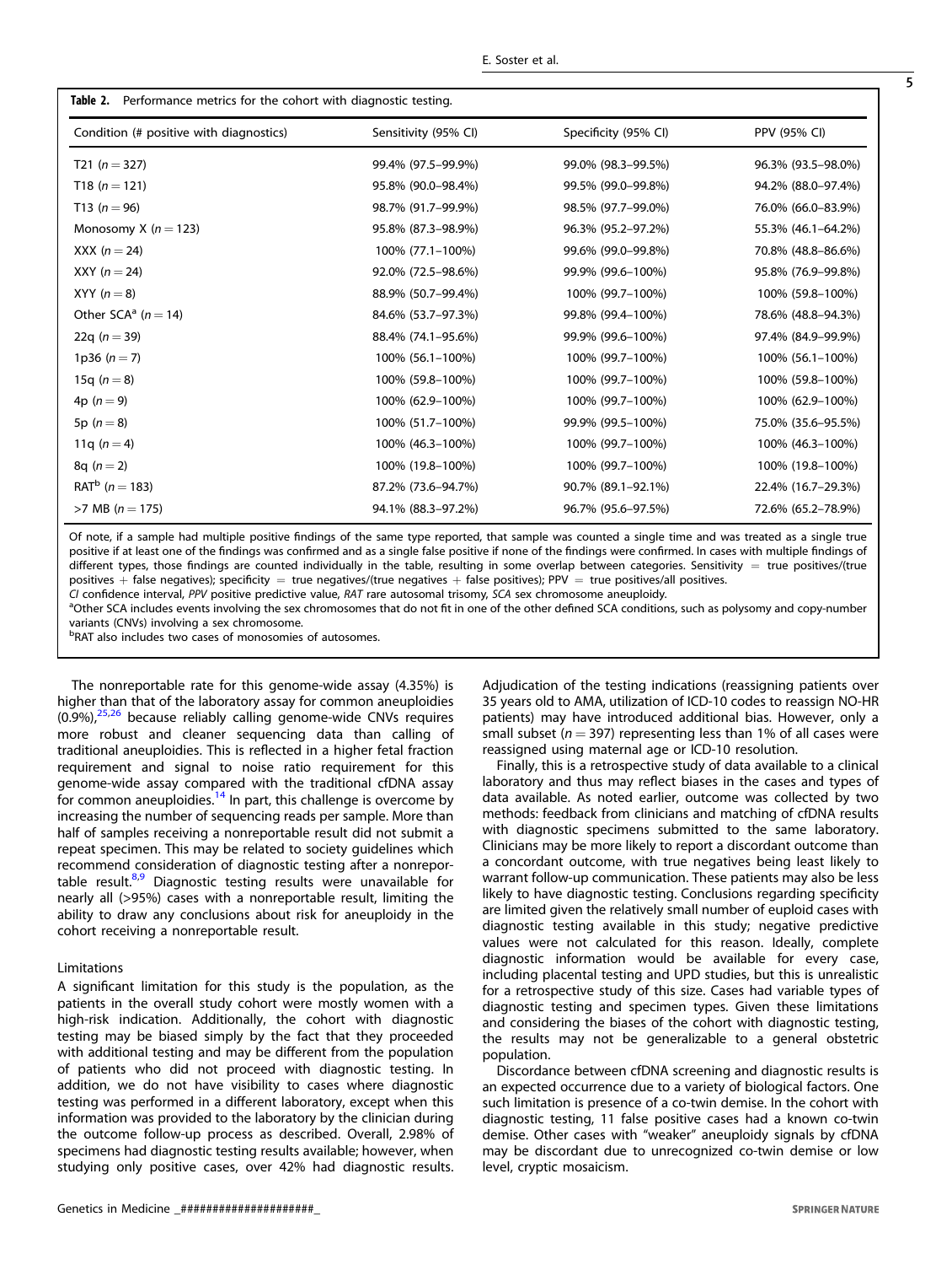**Table 2.** Performance metrics for the cohort with diagnostic testing.

| Condition (# positive with diagnostics) | Sensitivity (95% CI) | Specificity (95% CI) | PPV (95% CI) |
|---|---|---|---|
| T21 ($n = 327$) | 99.4% (97.5–99.9%) | 99.0% (98.3–99.5%) | 96.3% (93.5–98.0%) |
| T18 ($n = 121$) | 95.8% (90.0–98.4%) | 99.5% (99.0–99.8%) | 94.2% (88.0–97.4%) |
| T13 ($n = 96$) | 98.7% (91.7–99.9%) | 98.5% (97.7–99.0%) | 76.0% (66.0–83.9%) |
| Monosomy X ($n = 123$) | 95.8% (87.3–98.9%) | 96.3% (95.2–97.2%) | 55.3% (46.1–64.2%) |
| XXX ($n = 24$) | 100% (77.1–100%) | 99.6% (99.0–99.8%) | 70.8% (48.8–86.6%) |
| XXY ($n = 24$) | 92.0% (72.5–98.6%) | 99.9% (99.6–100%) | 95.8% (76.9–99.8%) |
| XYY ($n = 8$) | 88.9% (50.7–99.4%) | 100% (99.7–100%) | 100% (59.8–100%) |
| Other SCA[a] ($n = 14$) | 84.6% (53.7–97.3%) | 99.8% (99.4–100%) | 78.6% (48.8–94.3%) |
| 22q ($n = 39$) | 88.4% (74.1–95.6%) | 99.9% (99.6–100%) | 97.4% (84.9–99.9%) |
| 1p36 ($n = 7$) | 100% (56.1–100%) | 100% (99.7–100%) | 100% (56.1–100%) |
| 15q ($n = 8$) | 100% (59.8–100%) | 100% (99.7–100%) | 100% (59.8–100%) |
| 4p ($n = 9$) | 100% (62.9–100%) | 100% (99.7–100%) | 100% (62.9–100%) |
| 5p ($n = 8$) | 100% (51.7–100%) | 99.9% (99.5–100%) | 75.0% (35.6–95.5%) |
| 11q ($n = 4$) | 100% (46.3–100%) | 100% (99.7–100%) | 100% (46.3–100%) |
| 8q ($n = 2$) | 100% (19.8–100%) | 100% (99.7–100%) | 100% (19.8–100%) |
| RAT[b] ($n = 183$) | 87.2% (73.6–94.7%) | 90.7% (89.1–92.1%) | 22.4% (16.7–29.3%) |
| >7 MB ($n = 175$) | 94.1% (88.3–97.2%) | 96.7% (95.6–97.5%) | 72.6% (65.2–78.9%) |

Of note, if a sample had multiple positive findings of the same type reported, that sample was counted a single time and was treated as a single true positive if at least one of the findings was confirmed and as a single false positive if none of the findings were confirmed. In cases with multiple findings of different types, those findings are counted individually in the table, resulting in some overlap between categories. Sensitivity = true positives/(true positives + false negatives); specificity = true negatives/(true negatives + false positives); PPV = true positives/all positives.

*CI* confidence interval, *PPV* positive predictive value, *RAT* rare autosomal trisomy, *SCA* sex chromosome aneuploidy.

[a]Other SCA includes events involving the sex chromosomes that do not fit in one of the other defined SCA conditions, such as polysomy and copy-number variants (CNVs) involving a sex chromosome.

[b]RAT also includes two cases of monosomies of autosomes.

The nonreportable rate for this genome-wide assay (4.35%) is higher than that of the laboratory assay for common aneuploidies (0.9%),[25,26] because reliably calling genome-wide CNVs requires more robust and cleaner sequencing data than calling of traditional aneuploidies. This is reflected in a higher fetal fraction requirement and signal to noise ratio requirement for this genome-wide assay compared with the traditional cfDNA assay for common aneuploidies.[14] In part, this challenge is overcome by increasing the number of sequencing reads per sample. More than half of samples receiving a nonreportable result did not submit a repeat specimen. This may be related to society guidelines which recommend consideration of diagnostic testing after a nonreportable result.[8,9] Diagnostic testing results were unavailable for nearly all (>95%) cases with a nonreportable result, limiting the ability to draw any conclusions about risk for aneuploidy in the cohort receiving a nonreportable result.

### Limitations

A significant limitation for this study is the population, as the patients in the overall study cohort were mostly women with a high-risk indication. Additionally, the cohort with diagnostic testing may be biased simply by the fact that they proceeded with additional testing and may be different from the population of patients who did not proceed with diagnostic testing. In addition, we do not have visibility to cases where diagnostic testing was performed in a different laboratory, except when this information was provided to the laboratory by the clinician during the outcome follow-up process as described. Overall, 2.98% of specimens had diagnostic testing results available; however, when studying only positive cases, over 42% had diagnostic results. Adjudication of the testing indications (reassigning patients over 35 years old to AMA, utilization of ICD-10 codes to reassign NO-HR patients) may have introduced additional bias. However, only a small subset ($n = 397$) representing less than 1% of all cases were reassigned using maternal age or ICD-10 resolution.

Finally, this is a retrospective study of data available to a clinical laboratory and thus may reflect biases in the cases and types of data available. As noted earlier, outcome was collected by two methods: feedback from clinicians and matching of cfDNA results with diagnostic specimens submitted to the same laboratory. Clinicians may be more likely to report a discordant outcome than a concordant outcome, with true negatives being least likely to warrant follow-up communication. These patients may also be less likely to have diagnostic testing. Conclusions regarding specificity are limited given the relatively small number of euploid cases with diagnostic testing available in this study; negative predictive values were not calculated for this reason. Ideally, complete diagnostic information would be available for every case, including placental testing and UPD studies, but this is unrealistic for a retrospective study of this size. Cases had variable types of diagnostic testing and specimen types. Given these limitations and considering the biases of the cohort with diagnostic testing, the results may not be generalizable to a general obstetric population.

Discordance between cfDNA screening and diagnostic results is an expected occurrence due to a variety of biological factors. One such limitation is presence of a co-twin demise. In the cohort with diagnostic testing, 11 false positive cases had a known co-twin demise. Other cases with "weaker" aneuploidy signals by cfDNA may be discordant due to unrecognized co-twin demise or low level, cryptic mosaicism.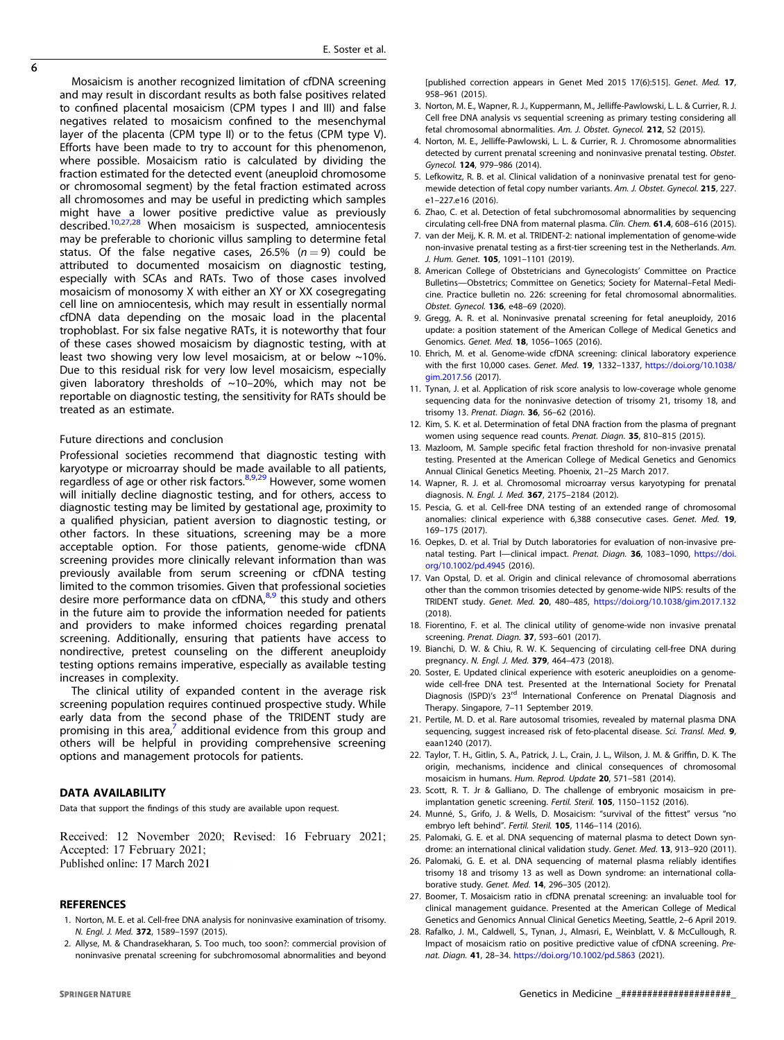Mosaicism is another recognized limitation of cfDNA screening and may result in discordant results as both false positives related to confined placental mosaicism (CPM types I and III) and false negatives related to mosaicism confined to the mesenchymal layer of the placenta (CPM type II) or to the fetus (CPM type V). Efforts have been made to try to account for this phenomenon, where possible. Mosaicism ratio is calculated by dividing the fraction estimated for the detected event (aneuploid chromosome or chromosomal segment) by the fetal fraction estimated across all chromosomes and may be useful in predicting which samples might have a lower positive predictive value as previously described.[10,27,28] When mosaicism is suspected, amniocentesis may be preferable to chorionic villus sampling to determine fetal status. Of the false negative cases, 26.5% ($n = 9$) could be attributed to documented mosaicism on diagnostic testing, especially with SCAs and RATs. Two of those cases involved mosaicism of monosomy X with either an XY or XX cosegregating cell line on amniocentesis, which may result in essentially normal cfDNA data depending on the mosaic load in the placental trophoblast. For six false negative RATs, it is noteworthy that four of these cases showed mosaicism by diagnostic testing, with at least two showing very low level mosaicism, at or below ~10%. Due to this residual risk for very low level mosaicism, especially given laboratory thresholds of ~10–20%, which may not be reportable on diagnostic testing, the sensitivity for RATs should be treated as an estimate.

## Future directions and conclusion

Professional societies recommend that diagnostic testing with karyotype or microarray should be made available to all patients, regardless of age or other risk factors.[8,9,29] However, some women will initially decline diagnostic testing, and for others, access to diagnostic testing may be limited by gestational age, proximity to a qualified physician, patient aversion to diagnostic testing, or other factors. In these situations, screening may be a more acceptable option. For those patients, genome-wide cfDNA screening provides more clinically relevant information than was previously available from serum screening or cfDNA testing limited to the common trisomies. Given that professional societies desire more performance data on cfDNA,[8,9] this study and others in the future aim to provide the information needed for patients and providers to make informed choices regarding prenatal screening. Additionally, ensuring that patients have access to nondirective, pretest counseling on the different aneuploidy testing options remains imperative, especially as available testing increases in complexity.

The clinical utility of expanded content in the average risk screening population requires continued prospective study. While early data from the second phase of the TRIDENT study are promising in this area,[7] additional evidence from this group and others will be helpful in providing comprehensive screening options and management protocols for patients.

## DATA AVAILABILITY

Data that support the findings of this study are available upon request.

Received: 12 November 2020; Revised: 16 February 2021; Accepted: 17 February 2021;
Published online: 17 March 2021

## REFERENCES

1. Norton, M. E. et al. Cell-free DNA analysis for noninvasive examination of trisomy. *N. Engl. J. Med.* **372**, 1589–1597 (2015).
2. Allyse, M. & Chandrasekharan, S. Too much, too soon?: commercial provision of noninvasive prenatal screening for subchromosomal abnormalities and beyond [published correction appears in Genet Med 2015 17(6):515]. *Genet. Med.* **17**, 958–961 (2015).
3. Norton, M. E., Wapner, R. J., Kuppermann, M., Jelliffe-Pawlowski, L. L. & Currier, R. J. Cell free DNA analysis vs sequential screening as primary testing considering all fetal chromosomal abnormalities. *Am. J. Obstet. Gynecol.* **212**, S2 (2015).
4. Norton, M. E., Jelliffe-Pawlowski, L. L. & Currier, R. J. Chromosome abnormalities detected by current prenatal screening and noninvasive prenatal testing. *Obstet. Gynecol.* **124**, 979–986 (2014).
5. Lefkowitz, R. B. et al. Clinical validation of a noninvasive prenatal test for genomewide detection of fetal copy number variants. *Am. J. Obstet. Gynecol.* **215**, 227.e1–227.e16 (2016).
6. Zhao, C. et al. Detection of fetal subchromosomal abnormalities by sequencing circulating cell-free DNA from maternal plasma. *Clin. Chem.* **61.4**, 608–616 (2015).
7. van der Meij, K. R. M. et al. TRIDENT-2: national implementation of genome-wide non-invasive prenatal testing as a first-tier screening test in the Netherlands. *Am. J. Hum. Genet.* **105**, 1091–1101 (2019).
8. American College of Obstetricians and Gynecologists' Committee on Practice Bulletins—Obstetrics; Committee on Genetics; Society for Maternal–Fetal Medicine. Practice bulletin no. 226: screening for fetal chromosomal abnormalities. *Obstet. Gynecol.* **136**, e48–69 (2020).
9. Gregg, A. R. et al. Noninvasive prenatal screening for fetal aneuploidy, 2016 update: a position statement of the American College of Medical Genetics and Genomics. *Genet. Med.* **18**, 1056–1065 (2016).
10. Ehrich, M. et al. Genome-wide cfDNA screening: clinical laboratory experience with the first 10,000 cases. *Genet. Med.* **19**, 1332–1337, https://doi.org/10.1038/gim.2017.56 (2017).
11. Tynan, J. et al. Application of risk score analysis to low-coverage whole genome sequencing data for the noninvasive detection of trisomy 21, trisomy 18, and trisomy 13. *Prenat. Diagn.* **36**, 56–62 (2016).
12. Kim, S. K. et al. Determination of fetal DNA fraction from the plasma of pregnant women using sequence read counts. *Prenat. Diagn.* **35**, 810–815 (2015).
13. Mazloom, M. Sample specific fetal fraction threshold for non-invasive prenatal testing. Presented at the American College of Medical Genetics and Genomics Annual Clinical Genetics Meeting. Phoenix, 21–25 March 2017.
14. Wapner, R. J. et al. Chromosomal microarray versus karyotyping for prenatal diagnosis. *N. Engl. J. Med.* **367**, 2175–2184 (2012).
15. Pescia, G. et al. Cell-free DNA testing of an extended range of chromosomal anomalies: clinical experience with 6,388 consecutive cases. *Genet. Med.* **19**, 169–175 (2017).
16. Oepkes, D. et al. Trial by Dutch laboratories for evaluation of non-invasive prenatal testing. Part I—clinical impact. *Prenat. Diagn.* **36**, 1083–1090, https://doi.org/10.1002/pd.4945 (2016).
17. Van Opstal, D. et al. Origin and clinical relevance of chromosomal aberrations other than the common trisomies detected by genome-wide NIPS: results of the TRIDENT study. *Genet. Med.* **20**, 480–485, https://doi.org/10.1038/gim.2017.132 (2018).
18. Fiorentino, F. et al. The clinical utility of genome-wide non invasive prenatal screening. *Prenat. Diagn.* **37**, 593–601 (2017).
19. Bianchi, D. W. & Chiu, R. W. K. Sequencing of circulating cell-free DNA during pregnancy. *N. Engl. J. Med.* **379**, 464–473 (2018).
20. Soster, E. Updated clinical experience with esoteric aneuploidies on a genome-wide cell-free DNA test. Presented at the International Society for Prenatal Diagnosis (ISPD)'s 23rd International Conference on Prenatal Diagnosis and Therapy. Singapore, 7–11 September 2019.
21. Pertile, M. D. et al. Rare autosomal trisomies, revealed by maternal plasma DNA sequencing, suggest increased risk of feto-placental disease. *Sci. Transl. Med.* **9**, eaan1240 (2017).
22. Taylor, T. H., Gitlin, S. A., Patrick, J. L., Crain, J. L., Wilson, J. M. & Griffin, D. K. The origin, mechanisms, incidence and clinical consequences of chromosomal mosaicism in humans. *Hum. Reprod. Update* **20**, 571–581 (2014).
23. Scott, R. T. Jr & Galliano, D. The challenge of embryonic mosaicism in preimplantation genetic screening. *Fertil. Steril.* **105**, 1150–1152 (2016).
24. Munné, S., Grifo, J. & Wells, D. Mosaicism: "survival of the fittest" versus "no embryo left behind". *Fertil. Steril.* **105**, 1146–114 (2016).
25. Palomaki, G. E. et al. DNA sequencing of maternal plasma to detect Down syndrome: an international clinical validation study. *Genet. Med.* **13**, 913–920 (2011).
26. Palomaki, G. E. et al. DNA sequencing of maternal plasma reliably identifies trisomy 18 and trisomy 13 as well as Down syndrome: an international collaborative study. *Genet. Med.* **14**, 296–305 (2012).
27. Boomer, T. Mosaicism ratio in cfDNA prenatal screening: an invaluable tool for clinical management guidance. Presented at the American College of Medical Genetics and Genomics Annual Clinical Genetics Meeting, Seattle, 2–6 April 2019.
28. Rafalko, J. M., Caldwell, S., Tynan, J., Almasri, E., Weinblatt, V. & McCullough, R. Impact of mosaicism ratio on positive predictive value of cfDNA screening. *Prenat. Diagn.* **41**, 28–34. https://doi.org/10.1002/pd.5863 (2021).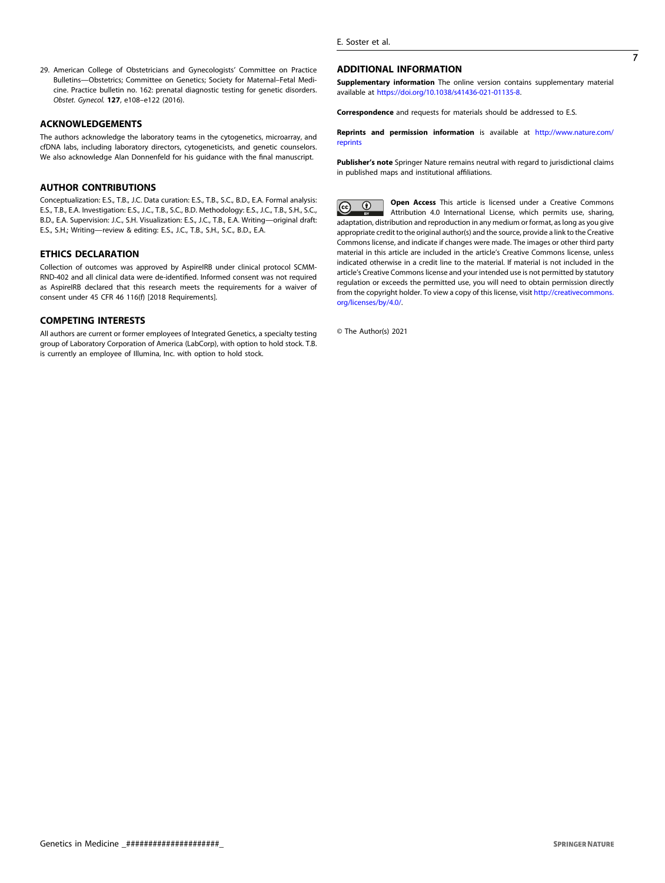29. American College of Obstetricians and Gynecologists' Committee on Practice Bulletins—Obstetrics; Committee on Genetics; Society for Maternal–Fetal Medicine. Practice bulletin no. 162: prenatal diagnostic testing for genetic disorders. *Obstet. Gynecol.* **127**, e108–e122 (2016).

## ACKNOWLEDGEMENTS

The authors acknowledge the laboratory teams in the cytogenetics, microarray, and cfDNA labs, including laboratory directors, cytogeneticists, and genetic counselors. We also acknowledge Alan Donnenfeld for his guidance with the final manuscript.

## AUTHOR CONTRIBUTIONS

Conceptualization: E.S., T.B., J.C. Data curation: E.S., T.B., S.C., B.D., E.A. Formal analysis: E.S., T.B., E.A. Investigation: E.S., J.C., T.B., S.C., B.D. Methodology: E.S., J.C., T.B., S.H., S.C., B.D., E.A. Supervision: J.C., S.H. Visualization: E.S., J.C., T.B., E.A. Writing—original draft: E.S., S.H.; Writing—review & editing: E.S., J.C., T.B., S.H., S.C., B.D., E.A.

## ETHICS DECLARATION

Collection of outcomes was approved by AspireIRB under clinical protocol SCMM-RND-402 and all clinical data were de-identified. Informed consent was not required as AspireIRB declared that this research meets the requirements for a waiver of consent under 45 CFR 46 116(f) [2018 Requirements].

## COMPETING INTERESTS

All authors are current or former employees of Integrated Genetics, a specialty testing group of Laboratory Corporation of America (LabCorp), with option to hold stock. T.B. is currently an employee of Illumina, Inc. with option to hold stock.

## ADDITIONAL INFORMATION

**Supplementary information** The online version contains supplementary material available at https://doi.org/10.1038/s41436-021-01135-8.

**Correspondence** and requests for materials should be addressed to E.S.

**Reprints and permission information** is available at http://www.nature.com/reprints

**Publisher's note** Springer Nature remains neutral with regard to jurisdictional claims in published maps and institutional affiliations.

**Open Access** This article is licensed under a Creative Commons Attribution 4.0 International License, which permits use, sharing, adaptation, distribution and reproduction in any medium or format, as long as you give appropriate credit to the original author(s) and the source, provide a link to the Creative Commons license, and indicate if changes were made. The images or other third party material in this article are included in the article's Creative Commons license, unless indicated otherwise in a credit line to the material. If material is not included in the article's Creative Commons license and your intended use is not permitted by statutory regulation or exceeds the permitted use, you will need to obtain permission directly from the copyright holder. To view a copy of this license, visit http://creativecommons.org/licenses/by/4.0/.

© The Author(s) 2021